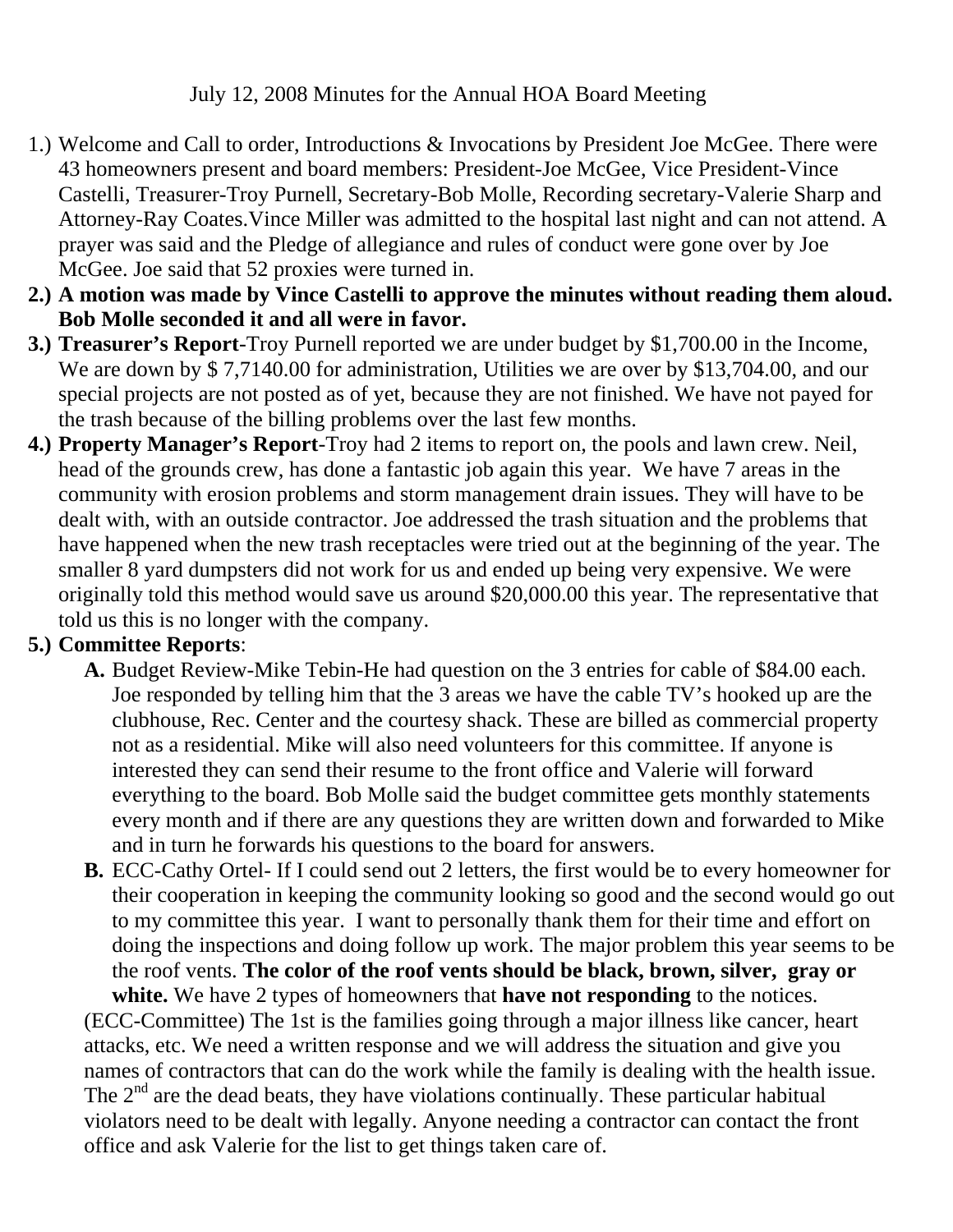July 12, 2008 Minutes for the Annual HOA Board Meeting

1.) Welcome and Call to order, Introductions & Invocations by President Joe McGee. There were 43 homeowners present and board members: President-Joe McGee, Vice President-Vince Castelli, Treasurer-Troy Purnell, Secretary-Bob Molle, Recording secretary-Valerie Sharp and Attorney-Ray Coates.Vince Miller was admitted to the hospital last night and can not attend. A prayer was said and the Pledge of allegiance and rules of conduct were gone over by Joe McGee. Joe said that 52 proxies were turned in.

2.) **A motion was made by Vince Castelli to approve the minutes without reading them aloud. Bob Molle seconded it and all were in favor.**

3.) **Treasurer's Report**-Troy Purnell reported we are under budget by $1,700.00 in the Income, We are down by $ 7,7140.00 for administration, Utilities we are over by $13,704.00, and our special projects are not posted as of yet, because they are not finished. We have not payed for the trash because of the billing problems over the last few months.

4.) **Property Manager's Report**-Troy had 2 items to report on, the pools and lawn crew. Neil, head of the grounds crew, has done a fantastic job again this year. We have 7 areas in the community with erosion problems and storm management drain issues. They will have to be dealt with, with an outside contractor. Joe addressed the trash situation and the problems that have happened when the new trash receptacles were tried out at the beginning of the year. The smaller 8 yard dumpsters did not work for us and ended up being very expensive. We were originally told this method would save us around $20,000.00 this year. The representative that told us this is no longer with the company.

5.) **Committee Reports**:

   **A.** Budget Review-Mike Tebin-He had question on the 3 entries for cable of $84.00 each. Joe responded by telling him that the 3 areas we have the cable TV's hooked up are the clubhouse, Rec. Center and the courtesy shack. These are billed as commercial property not as a residential. Mike will also need volunteers for this committee. If anyone is interested they can send their resume to the front office and Valerie will forward everything to the board. Bob Molle said the budget committee gets monthly statements every month and if there are any questions they are written down and forwarded to Mike and in turn he forwards his questions to the board for answers.

   **B.** ECC-Cathy Ortel- If I could send out 2 letters, the first would be to every homeowner for their cooperation in keeping the community looking so good and the second would go out to my committee this year. I want to personally thank them for their time and effort on doing the inspections and doing follow up work. The major problem this year seems to be the roof vents. **The color of the roof vents should be black, brown, silver, gray or white.** We have 2 types of homeowners that **have not responding** to the notices.

(ECC-Committee) The 1st is the families going through a major illness like cancer, heart attacks, etc. We need a written response and we will address the situation and give you names of contractors that can do the work while the family is dealing with the health issue. The 2nd are the dead beats, they have violations continually. These particular habitual violators need to be dealt with legally. Anyone needing a contractor can contact the front office and ask Valerie for the list to get things taken care of.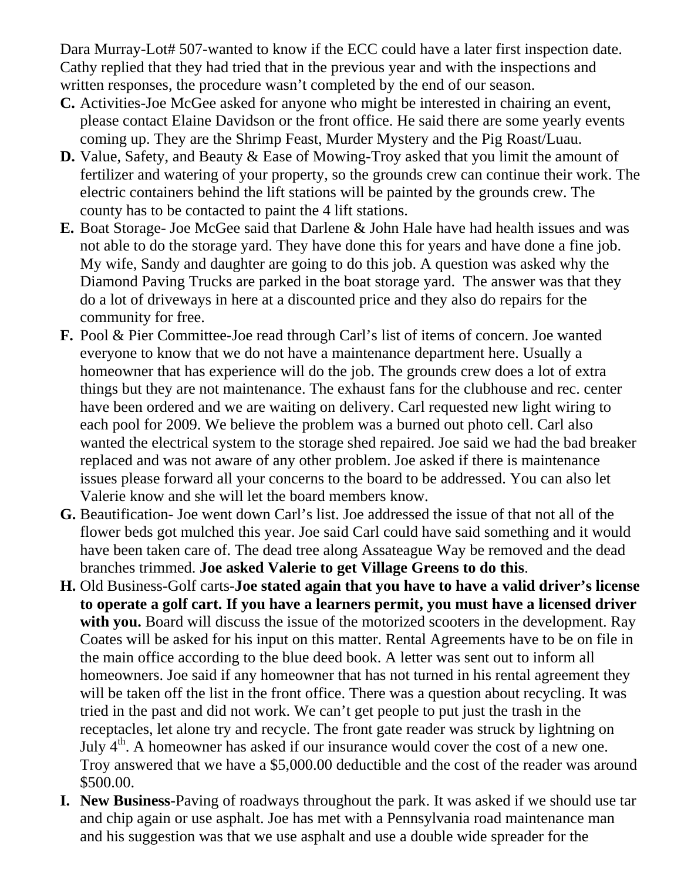Dara Murray-Lot# 507-wanted to know if the ECC could have a later first inspection date. Cathy replied that they had tried that in the previous year and with the inspections and written responses, the procedure wasn't completed by the end of our season.

**C.** Activities-Joe McGee asked for anyone who might be interested in chairing an event, please contact Elaine Davidson or the front office. He said there are some yearly events coming up. They are the Shrimp Feast, Murder Mystery and the Pig Roast/Luau.

**D.** Value, Safety, and Beauty & Ease of Mowing-Troy asked that you limit the amount of fertilizer and watering of your property, so the grounds crew can continue their work. The electric containers behind the lift stations will be painted by the grounds crew. The county has to be contacted to paint the 4 lift stations.

**E.** Boat Storage- Joe McGee said that Darlene & John Hale have had health issues and was not able to do the storage yard. They have done this for years and have done a fine job. My wife, Sandy and daughter are going to do this job. A question was asked why the Diamond Paving Trucks are parked in the boat storage yard. The answer was that they do a lot of driveways in here at a discounted price and they also do repairs for the community for free.

**F.** Pool & Pier Committee-Joe read through Carl's list of items of concern. Joe wanted everyone to know that we do not have a maintenance department here. Usually a homeowner that has experience will do the job. The grounds crew does a lot of extra things but they are not maintenance. The exhaust fans for the clubhouse and rec. center have been ordered and we are waiting on delivery. Carl requested new light wiring to each pool for 2009. We believe the problem was a burned out photo cell. Carl also wanted the electrical system to the storage shed repaired. Joe said we had the bad breaker replaced and was not aware of any other problem. Joe asked if there is maintenance issues please forward all your concerns to the board to be addressed. You can also let Valerie know and she will let the board members know.

**G.** Beautification- Joe went down Carl's list. Joe addressed the issue of that not all of the flower beds got mulched this year. Joe said Carl could have said something and it would have been taken care of. The dead tree along Assateague Way be removed and the dead branches trimmed. **Joe asked Valerie to get Village Greens to do this**.

**H.** Old Business-Golf carts-**Joe stated again that you have to have a valid driver's license to operate a golf cart. If you have a learners permit, you must have a licensed driver with you.** Board will discuss the issue of the motorized scooters in the development. Ray Coates will be asked for his input on this matter. Rental Agreements have to be on file in the main office according to the blue deed book. A letter was sent out to inform all homeowners. Joe said if any homeowner that has not turned in his rental agreement they will be taken off the list in the front office. There was a question about recycling. It was tried in the past and did not work. We can't get people to put just the trash in the receptacles, let alone try and recycle. The front gate reader was struck by lightning on July 4th. A homeowner has asked if our insurance would cover the cost of a new one. Troy answered that we have a $5,000.00 deductible and the cost of the reader was around $500.00.

**I.** **New Business**-Paving of roadways throughout the park. It was asked if we should use tar and chip again or use asphalt. Joe has met with a Pennsylvania road maintenance man and his suggestion was that we use asphalt and use a double wide spreader for the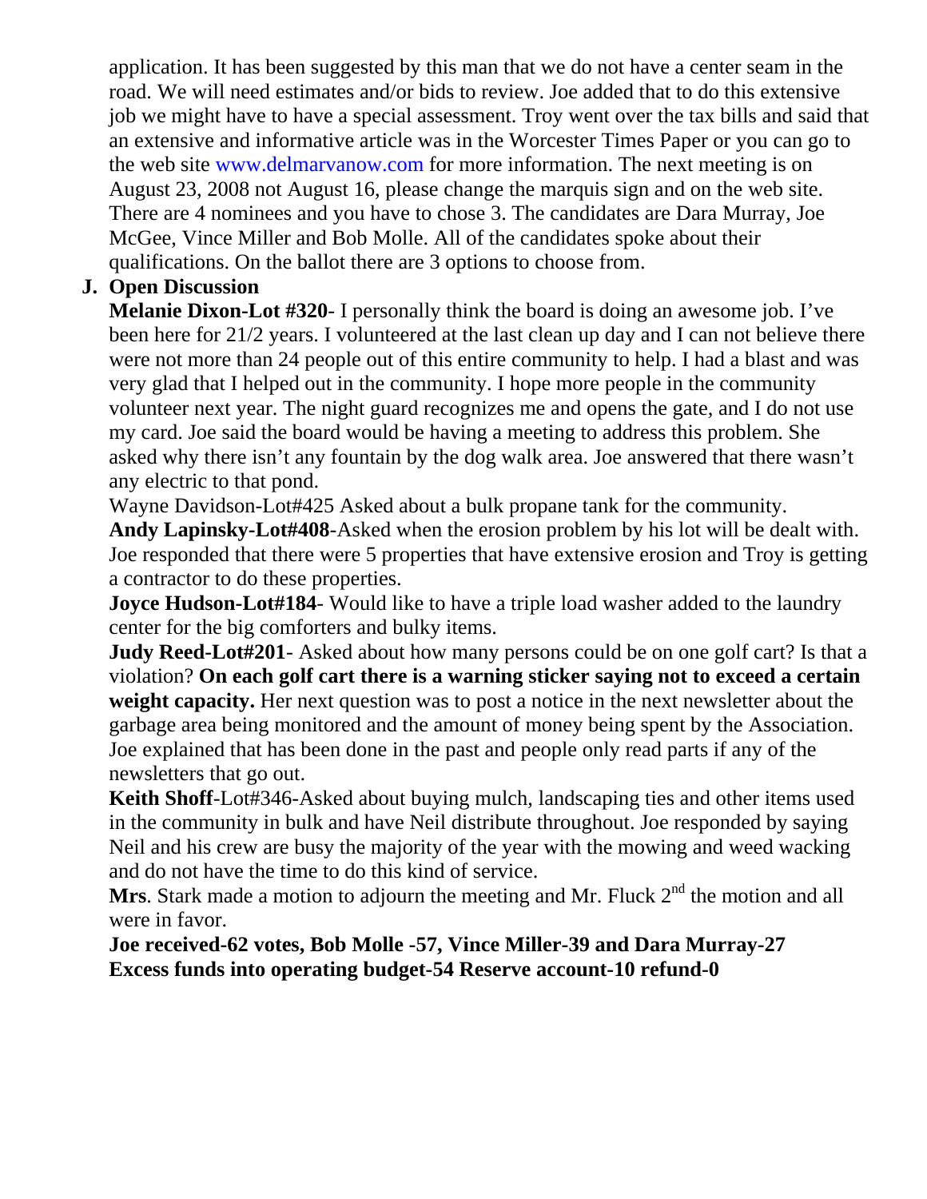application. It has been suggested by this man that we do not have a center seam in the road. We will need estimates and/or bids to review. Joe added that to do this extensive job we might have to have a special assessment. Troy went over the tax bills and said that an extensive and informative article was in the Worcester Times Paper or you can go to the web site www.delmarvanow.com for more information. The next meeting is on August 23, 2008 not August 16, please change the marquis sign and on the web site. There are 4 nominees and you have to chose 3. The candidates are Dara Murray, Joe McGee, Vince Miller and Bob Molle. All of the candidates spoke about their qualifications. On the ballot there are 3 options to choose from.

**J. Open Discussion**

**Melanie Dixon-Lot #320**- I personally think the board is doing an awesome job. I've been here for 21/2 years. I volunteered at the last clean up day and I can not believe there were not more than 24 people out of this entire community to help. I had a blast and was very glad that I helped out in the community. I hope more people in the community volunteer next year. The night guard recognizes me and opens the gate, and I do not use my card. Joe said the board would be having a meeting to address this problem. She asked why there isn't any fountain by the dog walk area. Joe answered that there wasn't any electric to that pond.

Wayne Davidson-Lot#425 Asked about a bulk propane tank for the community.

**Andy Lapinsky-Lot#408**-Asked when the erosion problem by his lot will be dealt with. Joe responded that there were 5 properties that have extensive erosion and Troy is getting a contractor to do these properties.

**Joyce Hudson-Lot#184**- Would like to have a triple load washer added to the laundry center for the big comforters and bulky items.

**Judy Reed-Lot#201**- Asked about how many persons could be on one golf cart? Is that a violation? **On each golf cart there is a warning sticker saying not to exceed a certain weight capacity.** Her next question was to post a notice in the next newsletter about the garbage area being monitored and the amount of money being spent by the Association. Joe explained that has been done in the past and people only read parts if any of the newsletters that go out.

**Keith Shoff**-Lot#346-Asked about buying mulch, landscaping ties and other items used in the community in bulk and have Neil distribute throughout. Joe responded by saying Neil and his crew are busy the majority of the year with the mowing and weed wacking and do not have the time to do this kind of service.

**Mrs**. Stark made a motion to adjourn the meeting and Mr. Fluck 2nd the motion and all were in favor.

**Joe received-62 votes, Bob Molle -57, Vince Miller-39 and Dara Murray-27**
**Excess funds into operating budget-54 Reserve account-10 refund-0**